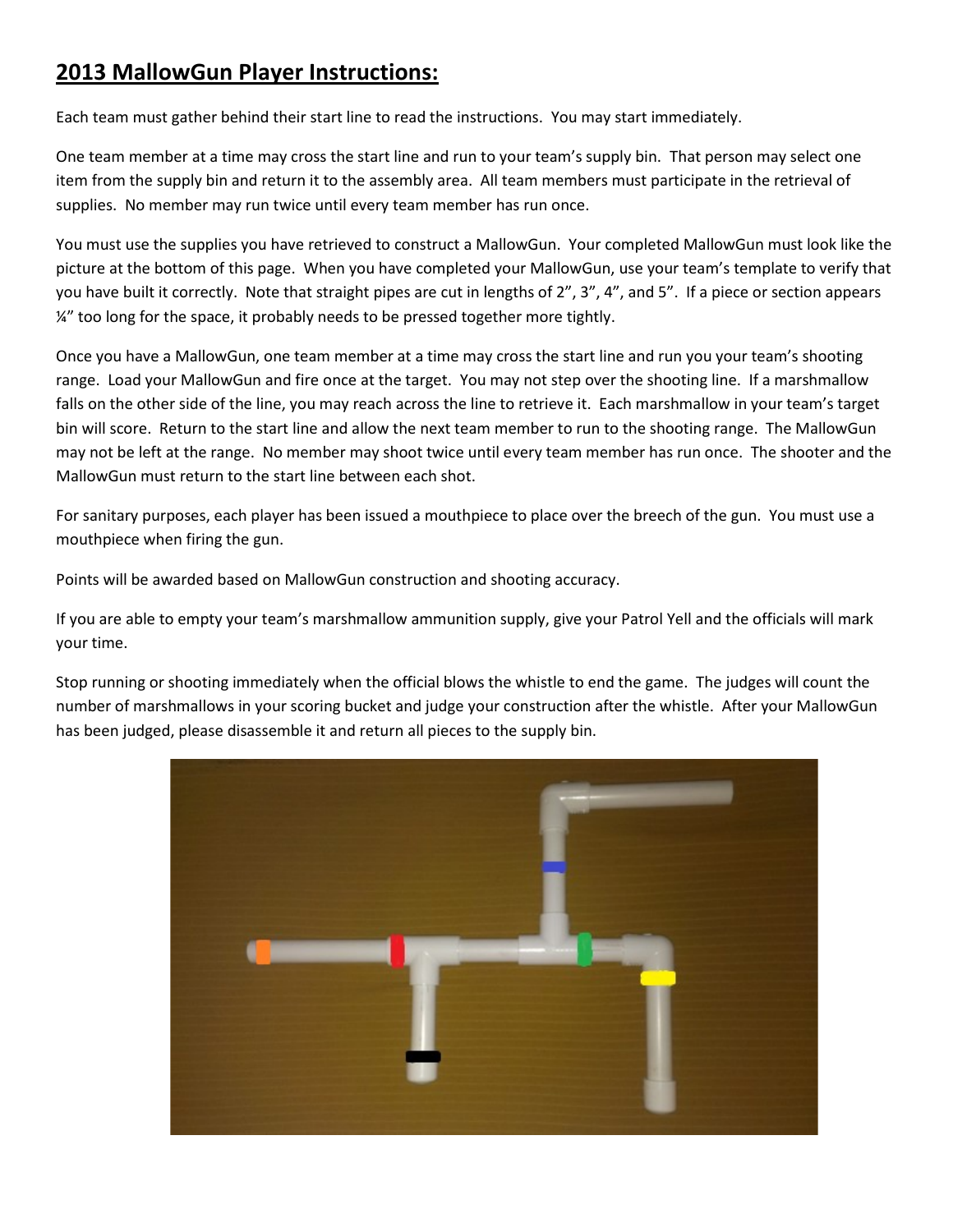## 2013 MallowGun Player Instructions:

Each team must gather behind their start line to read the instructions. You may start immediately.

One team member at a time may cross the start line and run to your team's supply bin. That person may select one item from the supply bin and return it to the assembly area. All team members must participate in the retrieval of supplies. No member may run twice until every team member has run once.

You must use the supplies you have retrieved to construct a MallowGun. Your completed MallowGun must look like the picture at the bottom of this page. When you have completed your MallowGun, use your team's template to verify that you have built it correctly. Note that straight pipes are cut in lengths of 2", 3", 4", and 5". If a piece or section appears ¼" too long for the space, it probably needs to be pressed together more tightly.

Once you have a MallowGun, one team member at a time may cross the start line and run you your team's shooting range. Load your MallowGun and fire once at the target. You may not step over the shooting line. If a marshmallow falls on the other side of the line, you may reach across the line to retrieve it. Each marshmallow in your team's target bin will score. Return to the start line and allow the next team member to run to the shooting range. The MallowGun may not be left at the range. No member may shoot twice until every team member has run once. The shooter and the MallowGun must return to the start line between each shot.

For sanitary purposes, each player has been issued a mouthpiece to place over the breech of the gun. You must use a mouthpiece when firing the gun.

Points will be awarded based on MallowGun construction and shooting accuracy.

If you are able to empty your team's marshmallow ammunition supply, give your Patrol Yell and the officials will mark your time.

Stop running or shooting immediately when the official blows the whistle to end the game. The judges will count the number of marshmallows in your scoring bucket and judge your construction after the whistle. After your MallowGun has been judged, please disassemble it and return all pieces to the supply bin.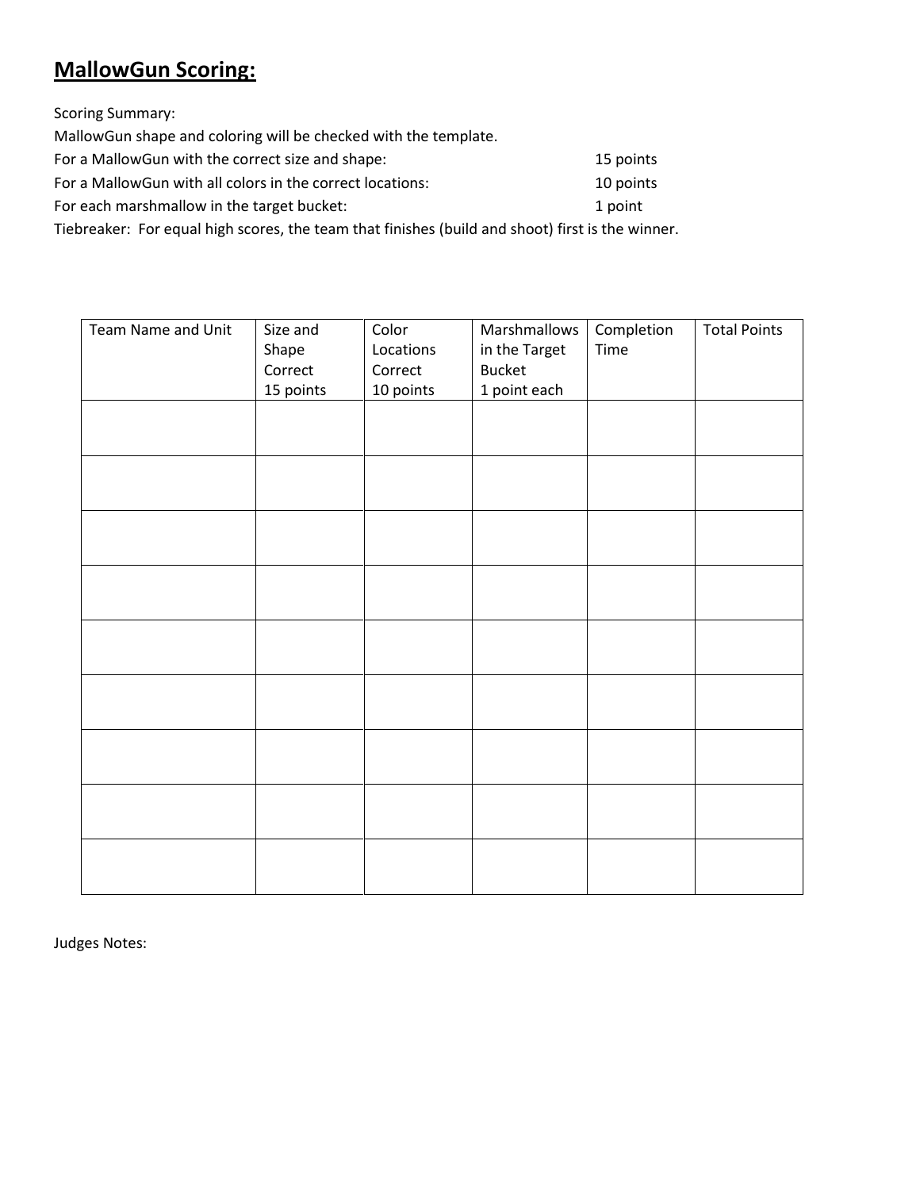## MallowGun Scoring:

Scoring Summary:

MallowGun shape and coloring will be checked with the template.

For a MallowGun with the correct size and shape: 15 points

For a MallowGun with all colors in the correct locations: 10 points

For each marshmallow in the target bucket: 1 point

Tiebreaker: For equal high scores, the team that finishes (build and shoot) first is the winner.

| Team Name and Unit | Size and Shape Correct 15 points | Color Locations Correct 10 points | Marshmallows in the Target Bucket 1 point each | Completion Time | Total Points |
|---|---|---|---|---|---|
| | | | | | |
| | | | | | |
| | | | | | |
| | | | | | |
| | | | | | |
| | | | | | |
| | | | | | |
| | | | | | |
| | | | | | |

Judges Notes: